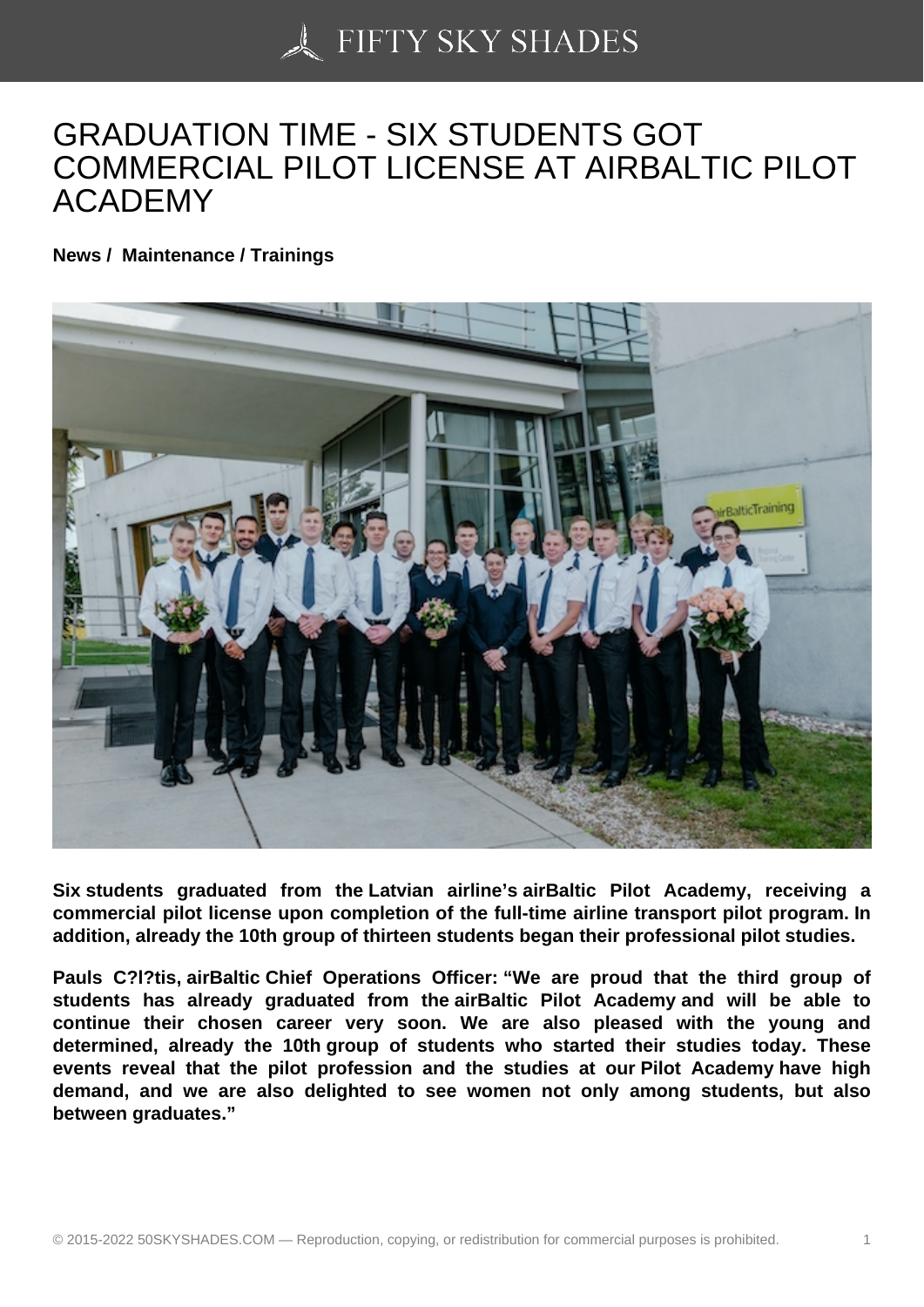# GRADUATION TIME - SIX STUDENTS GOT COMMERCIAL PILOT LICENSE AT AIRBALTIC PILOT ACADEMY

**News / Maintenance / Trainings**

**Six students graduated from the Latvian airline's airBaltic Pilot Academy, receiving a commercial pilot license upon completion of the full-time airline transport pilot program. In addition, already the 10th group of thirteen students began their professional pilot studies.**

**Pauls C?l?tis, airBaltic Chief Operations Officer: "We are proud that the third group of students has already graduated from the airBaltic Pilot Academy and will be able to continue their chosen career very soon. We are also pleased with the young and determined, already the 10th group of students who started their studies today. These events reveal that the pilot profession and the studies at our Pilot Academy have high demand, and we are also delighted to see women not only among students, but also between graduates."**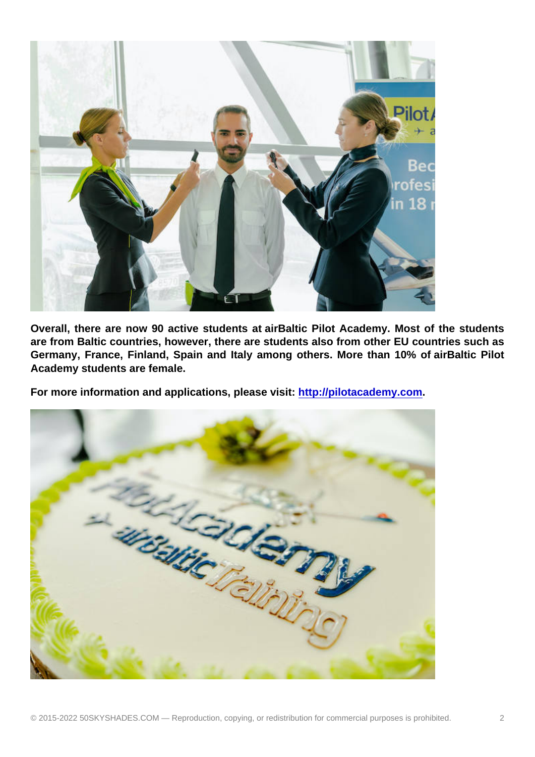**Overall, there are now 90 active students at airBaltic Pilot Academy. Most of the students are from Baltic countries, however, there are students also from other EU countries such as Germany, France, Finland, Spain and Italy among others. More than 10% of airBaltic Pilot Academy students are female.**

**For more information and applications, please visit: [http://pilotacademy.com](http://pilotacademy.com).**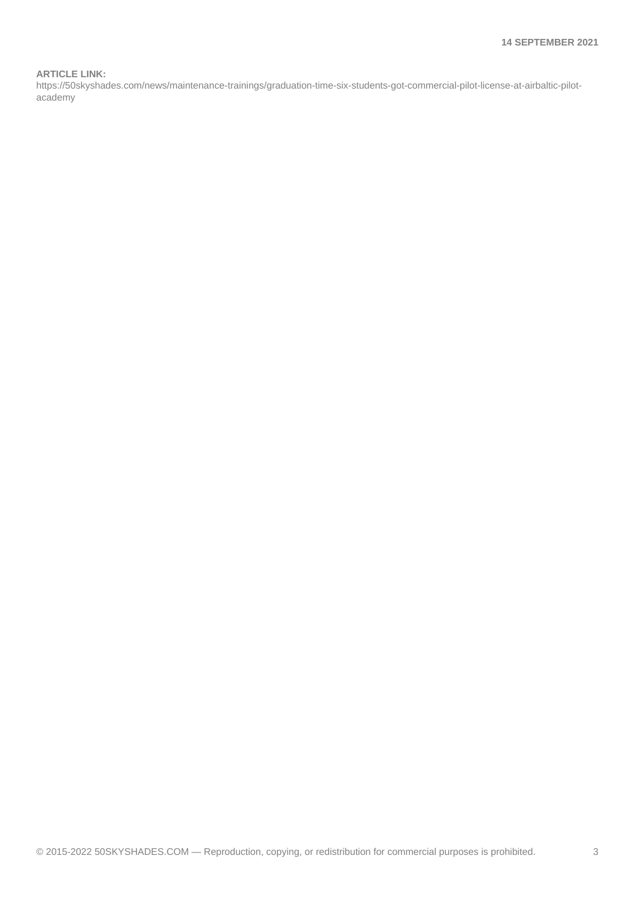**ARTICLE LINK:**

https://50skyshades.com/news/maintenance-trainings/graduation-time-six-students-got-commercial-pilot-license-at-airbaltic-pilot-academy